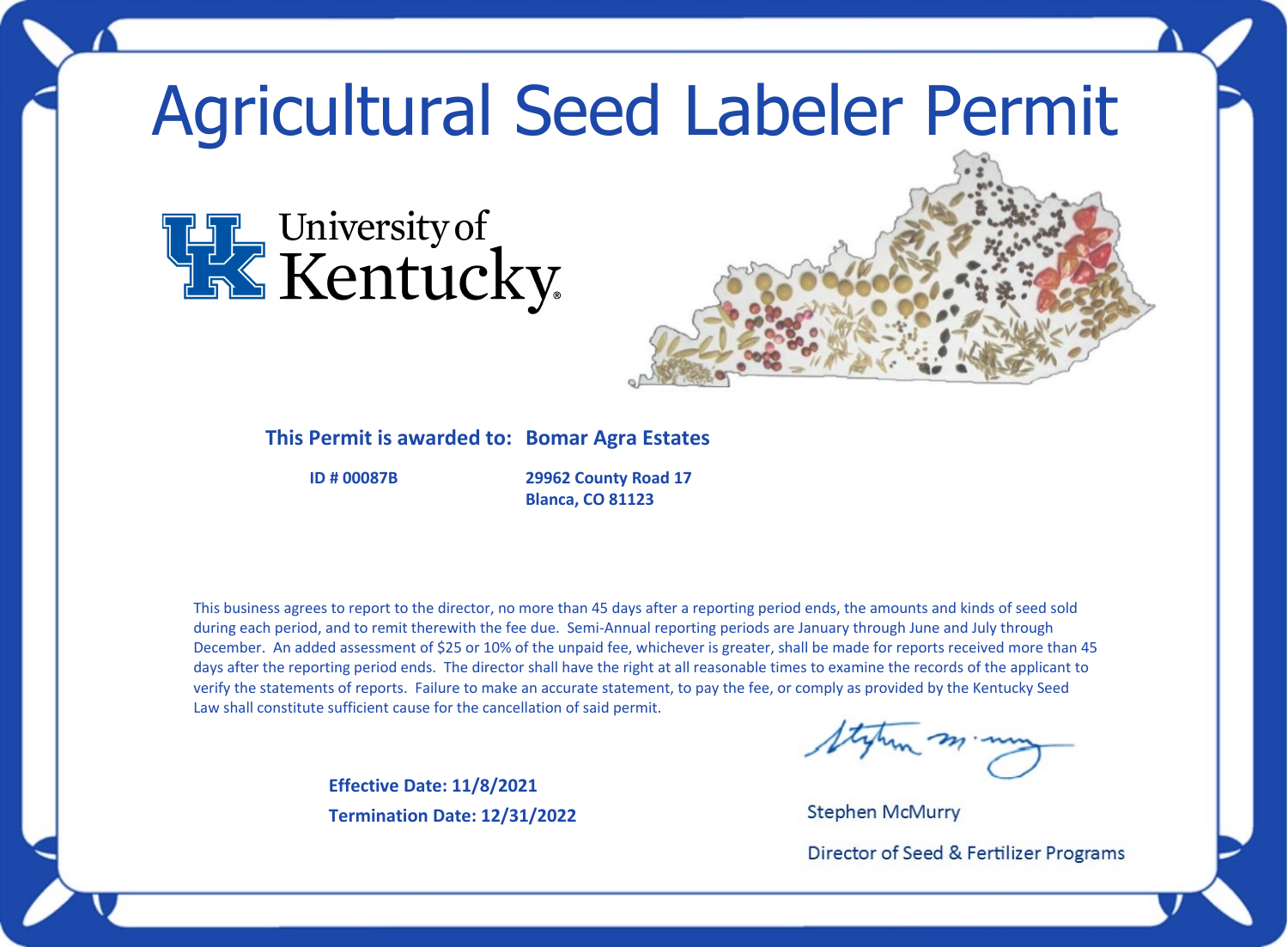# Agricultural Seed Labeler Permit

University of Kentucky

**This Permit is awarded to: Bomar Agra Estates**

**ID # 00087B**

**29962 County Road 17**
**Blanca, CO 81123**

This business agrees to report to the director, no more than 45 days after a reporting period ends, the amounts and kinds of seed sold during each period, and to remit therewith the fee due. Semi-Annual reporting periods are January through June and July through December. An added assessment of $25 or 10% of the unpaid fee, whichever is greater, shall be made for reports received more than 45 days after the reporting period ends. The director shall have the right at all reasonable times to examine the records of the applicant to verify the statements of reports. Failure to make an accurate statement, to pay the fee, or comply as provided by the Kentucky Seed Law shall constitute sufficient cause for the cancellation of said permit.

**Effective Date: 11/8/2021**

**Termination Date: 12/31/2022**

Stephen McMurry

Director of Seed & Fertilizer Programs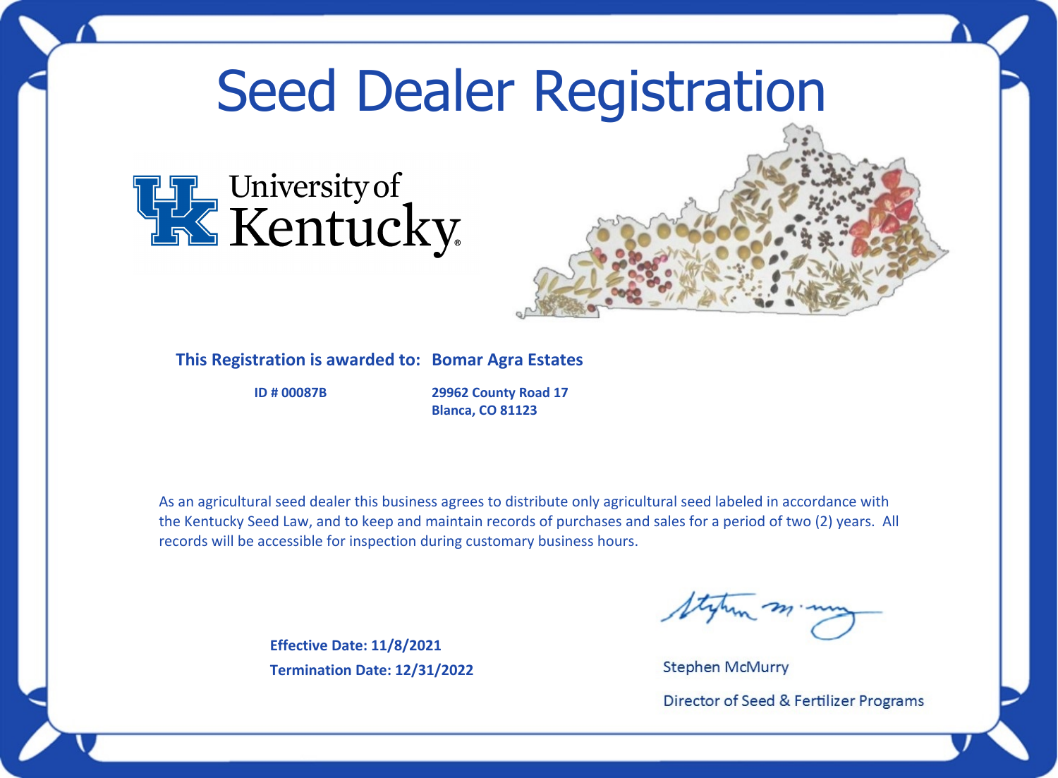# Seed Dealer Registration

University of Kentucky

**This Registration is awarded to: Bomar Agra Estates**

**ID # 00087B**

**29962 County Road 17**
**Blanca, CO 81123**

As an agricultural seed dealer this business agrees to distribute only agricultural seed labeled in accordance with the Kentucky Seed Law, and to keep and maintain records of purchases and sales for a period of two (2) years. All records will be accessible for inspection during customary business hours.

**Effective Date: 11/8/2021**
**Termination Date: 12/31/2022**

Stephen McMurry
Director of Seed & Fertilizer Programs